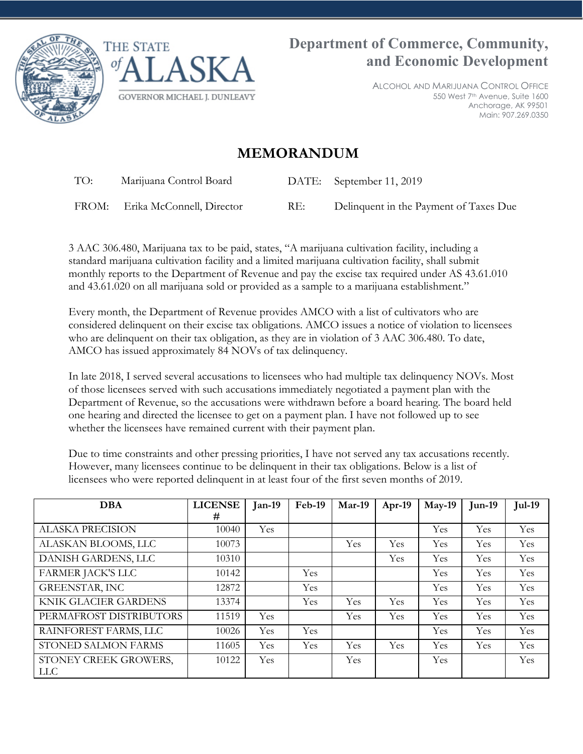THE STATE *of* ALASKA

GOVERNOR MICHAEL J. DUNLEAVY

**Department of Commerce, Community, and Economic Development**

ALCOHOL AND MARIJUANA CONTROL OFFICE
550 West 7th Avenue, Suite 1600
Anchorage, AK 99501
Main: 907.269.0350

# MEMORANDUM

| | | | |
|---|---|---|---|
| TO: | Marijuana Control Board | DATE: | September 11, 2019 |
| FROM: | Erika McConnell, Director | RE: | Delinquent in the Payment of Taxes Due |

3 AAC 306.480, Marijuana tax to be paid, states, "A marijuana cultivation facility, including a standard marijuana cultivation facility and a limited marijuana cultivation facility, shall submit monthly reports to the Department of Revenue and pay the excise tax required under AS 43.61.010 and 43.61.020 on all marijuana sold or provided as a sample to a marijuana establishment."

Every month, the Department of Revenue provides AMCO with a list of cultivators who are considered delinquent on their excise tax obligations. AMCO issues a notice of violation to licensees who are delinquent on their tax obligation, as they are in violation of 3 AAC 306.480. To date, AMCO has issued approximately 84 NOVs of tax delinquency.

In late 2018, I served several accusations to licensees who had multiple tax delinquency NOVs. Most of those licensees served with such accusations immediately negotiated a payment plan with the Department of Revenue, so the accusations were withdrawn before a board hearing. The board held one hearing and directed the licensee to get on a payment plan. I have not followed up to see whether the licensees have remained current with their payment plan.

Due to time constraints and other pressing priorities, I have not served any tax accusations recently. However, many licensees continue to be delinquent in their tax obligations. Below is a list of licensees who were reported delinquent in at least four of the first seven months of 2019.

| DBA | LICENSE # | Jan-19 | Feb-19 | Mar-19 | Apr-19 | May-19 | Jun-19 | Jul-19 |
|---|---|---|---|---|---|---|---|---|
| ALASKA PRECISION | 10040 | Yes | | | | Yes | Yes | Yes |
| ALASKAN BLOOMS, LLC | 10073 | | | Yes | Yes | Yes | Yes | Yes |
| DANISH GARDENS, LLC | 10310 | | | | Yes | Yes | Yes | Yes |
| FARMER JACK'S LLC | 10142 | | Yes | | | Yes | Yes | Yes |
| GREENSTAR, INC | 12872 | | Yes | | | Yes | Yes | Yes |
| KNIK GLACIER GARDENS | 13374 | | Yes | Yes | Yes | Yes | Yes | Yes |
| PERMAFROST DISTRIBUTORS | 11519 | Yes | | Yes | Yes | Yes | Yes | Yes |
| RAINFOREST FARMS, LLC | 10026 | Yes | Yes | | | Yes | Yes | Yes |
| STONED SALMON FARMS | 11605 | Yes | Yes | Yes | Yes | Yes | Yes | Yes |
| STONEY CREEK GROWERS, LLC | 10122 | Yes | | Yes | | Yes | | Yes |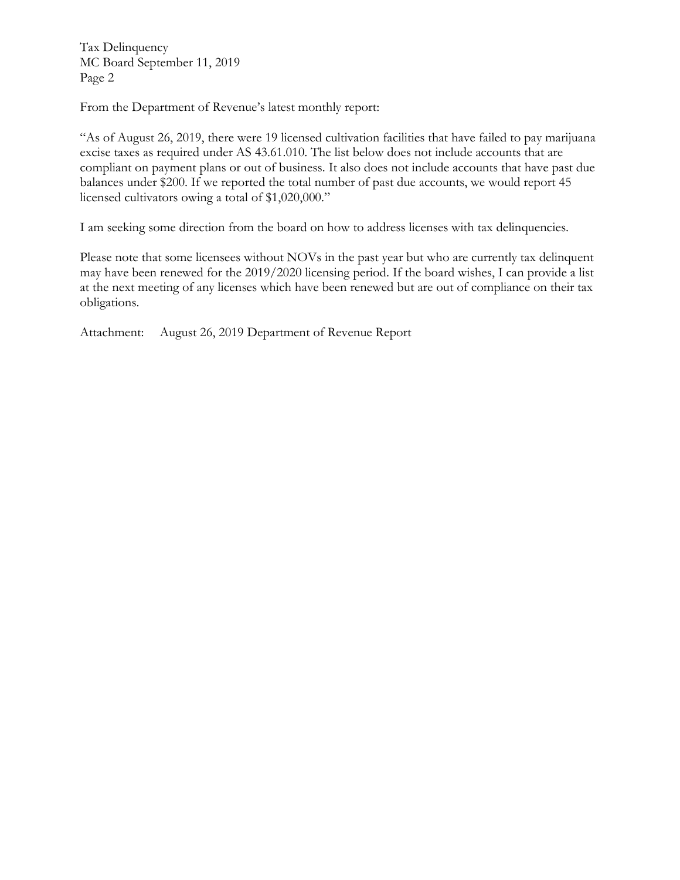From the Department of Revenue's latest monthly report:

"As of August 26, 2019, there were 19 licensed cultivation facilities that have failed to pay marijuana excise taxes as required under AS 43.61.010. The list below does not include accounts that are compliant on payment plans or out of business. It also does not include accounts that have past due balances under $200. If we reported the total number of past due accounts, we would report 45 licensed cultivators owing a total of $1,020,000."

I am seeking some direction from the board on how to address licenses with tax delinquencies.

Please note that some licensees without NOVs in the past year but who are currently tax delinquent may have been renewed for the 2019/2020 licensing period. If the board wishes, I can provide a list at the next meeting of any licenses which have been renewed but are out of compliance on their tax obligations.

Attachment: August 26, 2019 Department of Revenue Report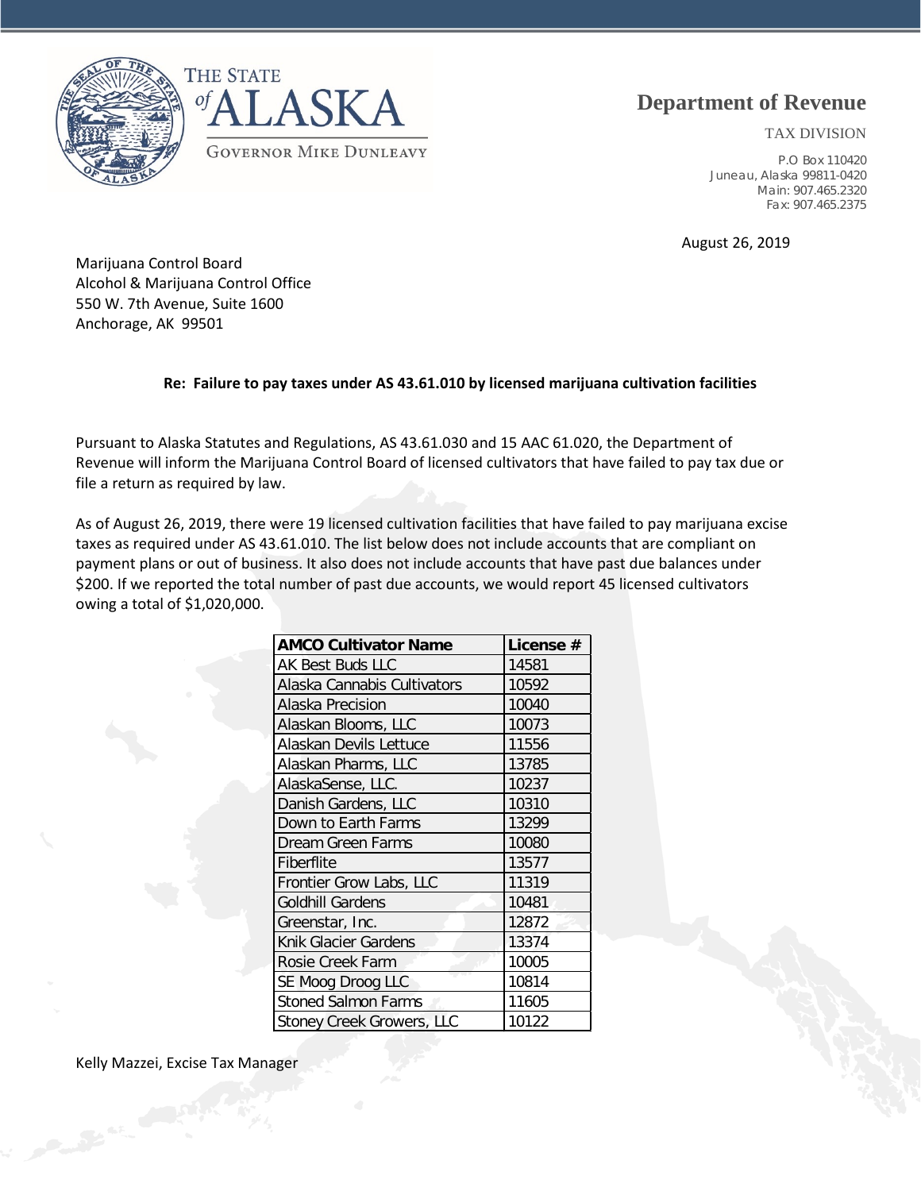THE STATE of ALASKA

GOVERNOR MIKE DUNLEAVY

# Department of Revenue

TAX DIVISION

P.O Box 110420
Juneau, Alaska 99811-0420
Main: 907.465.2320
Fax: 907.465.2375

August 26, 2019

Marijuana Control Board
Alcohol & Marijuana Control Office
550 W. 7th Avenue, Suite 1600
Anchorage, AK 99501

**Re: Failure to pay taxes under AS 43.61.010 by licensed marijuana cultivation facilities**

Pursuant to Alaska Statutes and Regulations, AS 43.61.030 and 15 AAC 61.020, the Department of Revenue will inform the Marijuana Control Board of licensed cultivators that have failed to pay tax due or file a return as required by law.

As of August 26, 2019, there were 19 licensed cultivation facilities that have failed to pay marijuana excise taxes as required under AS 43.61.010. The list below does not include accounts that are compliant on payment plans or out of business. It also does not include accounts that have past due balances under $200. If we reported the total number of past due accounts, we would report 45 licensed cultivators owing a total of $1,020,000.

| AMCO Cultivator Name | License # |
|---|---|
| AK Best Buds LLC | 14581 |
| Alaska Cannabis Cultivators | 10592 |
| Alaska Precision | 10040 |
| Alaskan Blooms, LLC | 10073 |
| Alaskan Devils Lettuce | 11556 |
| Alaskan Pharms, LLC | 13785 |
| AlaskaSense, LLC. | 10237 |
| Danish Gardens, LLC | 10310 |
| Down to Earth Farms | 13299 |
| Dream Green Farms | 10080 |
| Fiberflite | 13577 |
| Frontier Grow Labs, LLC | 11319 |
| Goldhill Gardens | 10481 |
| Greenstar, Inc. | 12872 |
| Knik Glacier Gardens | 13374 |
| Rosie Creek Farm | 10005 |
| SE Moog Droog LLC | 10814 |
| Stoned Salmon Farms | 11605 |
| Stoney Creek Growers, LLC | 10122 |

Kelly Mazzei, Excise Tax Manager